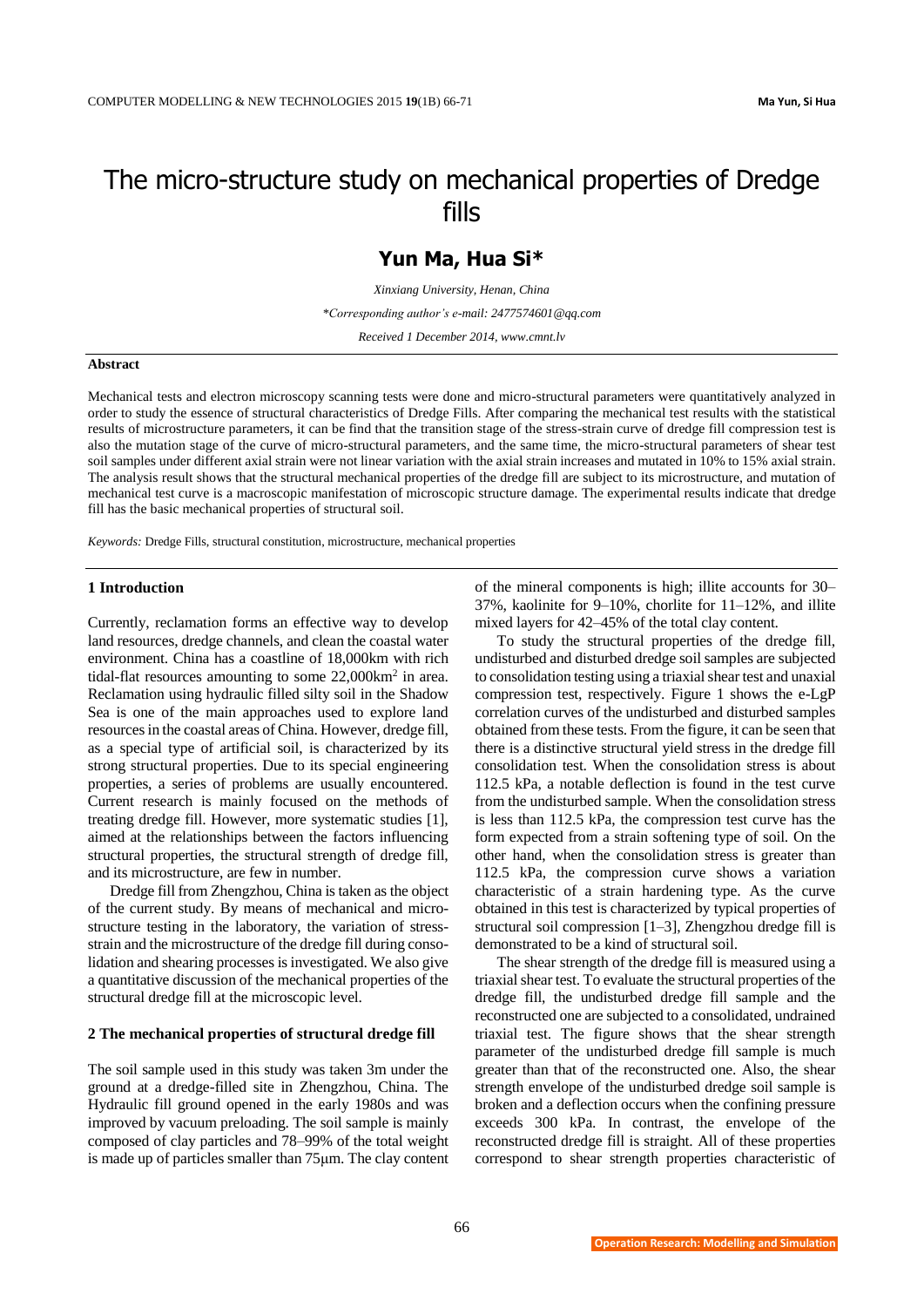# The micro-structure study on mechanical properties of Dredge fills

## Yun Ma, Hua Si*

*Xinxiang University, Henan, China*

*\*Corresponding author's e-mail: 2477574601@qq.com*

*Received 1 December 2014, www.cmnt.lv*

**Abstract**

Mechanical tests and electron microscopy scanning tests were done and micro-structural parameters were quantitatively analyzed in order to study the essence of structural characteristics of Dredge Fills. After comparing the mechanical test results with the statistical results of microstructure parameters, it can be find that the transition stage of the stress-strain curve of dredge fill compression test is also the mutation stage of the curve of micro-structural parameters, and the same time, the micro-structural parameters of shear test soil samples under different axial strain were not linear variation with the axial strain increases and mutated in 10% to 15% axial strain. The analysis result shows that the structural mechanical properties of the dredge fill are subject to its microstructure, and mutation of mechanical test curve is a macroscopic manifestation of microscopic structure damage. The experimental results indicate that dredge fill has the basic mechanical properties of structural soil.

*Keywords:* Dredge Fills, structural constitution, microstructure, mechanical properties

### 1 Introduction

Currently, reclamation forms an effective way to develop land resources, dredge channels, and clean the coastal water environment. China has a coastline of 18,000km with rich tidal-flat resources amounting to some 22,000km$^2$ in area. Reclamation using hydraulic filled silty soil in the Shadow Sea is one of the main approaches used to explore land resources in the coastal areas of China. However, dredge fill, as a special type of artificial soil, is characterized by its strong structural properties. Due to its special engineering properties, a series of problems are usually encountered. Current research is mainly focused on the methods of treating dredge fill. However, more systematic studies [1], aimed at the relationships between the factors influencing structural properties, the structural strength of dredge fill, and its microstructure, are few in number.

Dredge fill from Zhengzhou, China is taken as the object of the current study. By means of mechanical and micro-structure testing in the laboratory, the variation of stress-strain and the microstructure of the dredge fill during consolidation and shearing processes is investigated. We also give a quantitative discussion of the mechanical properties of the structural dredge fill at the microscopic level.

### 2 The mechanical properties of structural dredge fill

The soil sample used in this study was taken 3m under the ground at a dredge-filled site in Zhengzhou, China. The Hydraulic fill ground opened in the early 1980s and was improved by vacuum preloading. The soil sample is mainly composed of clay particles and 78–99% of the total weight is made up of particles smaller than 75μm. The clay content of the mineral components is high; illite accounts for 30–37%, kaolinite for 9–10%, chorlite for 11–12%, and illite mixed layers for 42–45% of the total clay content.

To study the structural properties of the dredge fill, undisturbed and disturbed dredge soil samples are subjected to consolidation testing using a triaxial shear test and unaxial compression test, respectively. Figure 1 shows the e-LgP correlation curves of the undisturbed and disturbed samples obtained from these tests. From the figure, it can be seen that there is a distinctive structural yield stress in the dredge fill consolidation test. When the consolidation stress is about 112.5 kPa, a notable deflection is found in the test curve from the undisturbed sample. When the consolidation stress is less than 112.5 kPa, the compression test curve has the form expected from a strain softening type of soil. On the other hand, when the consolidation stress is greater than 112.5 kPa, the compression curve shows a variation characteristic of a strain hardening type. As the curve obtained in this test is characterized by typical properties of structural soil compression [1–3], Zhengzhou dredge fill is demonstrated to be a kind of structural soil.

The shear strength of the dredge fill is measured using a triaxial shear test. To evaluate the structural properties of the dredge fill, the undisturbed dredge fill sample and the reconstructed one are subjected to a consolidated, undrained triaxial test. The figure shows that the shear strength parameter of the undisturbed dredge fill sample is much greater than that of the reconstructed one. Also, the shear strength envelope of the undisturbed dredge soil sample is broken and a deflection occurs when the confining pressure exceeds 300 kPa. In contrast, the envelope of the reconstructed dredge fill is straight. All of these properties correspond to shear strength properties characteristic of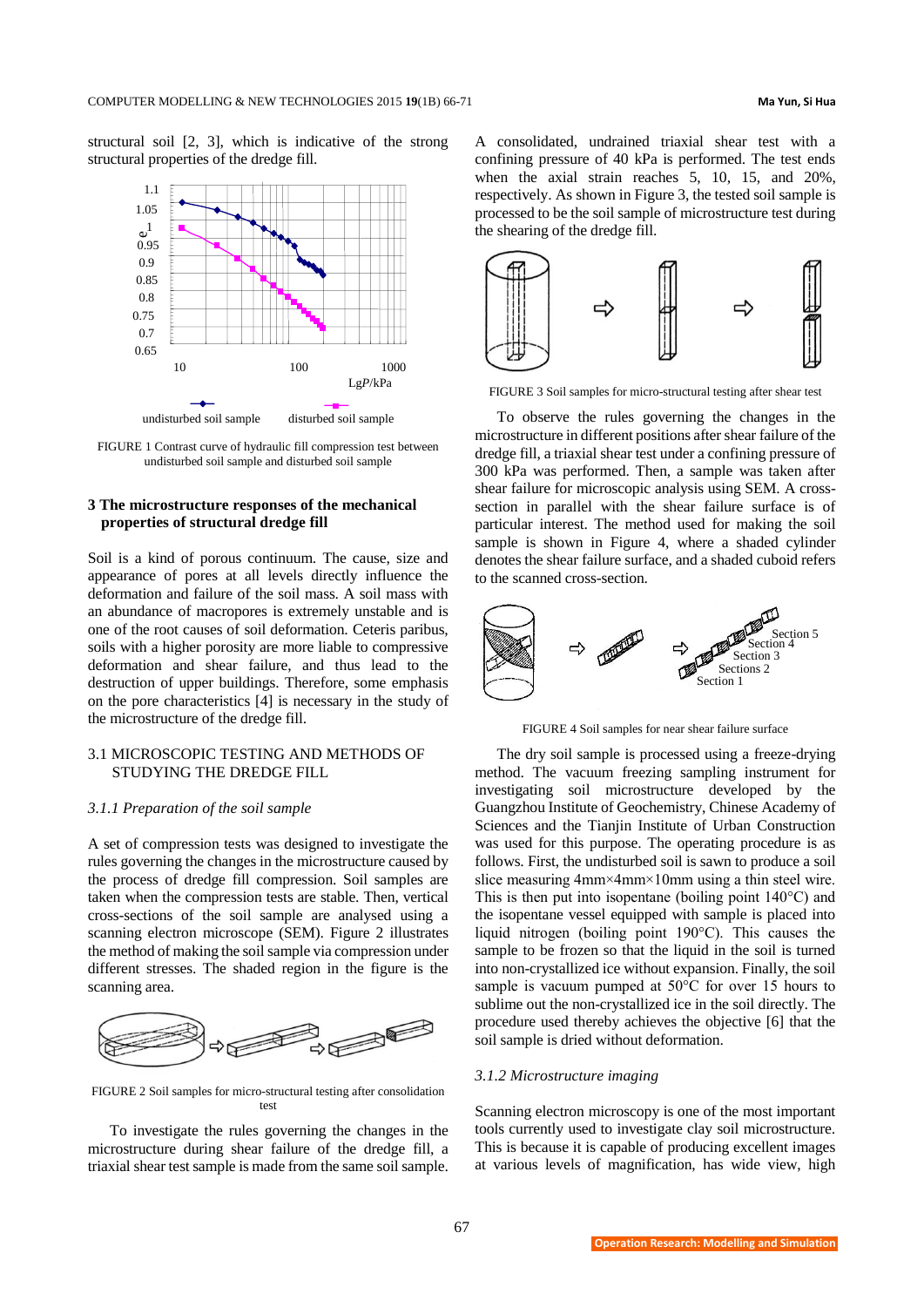structural soil [2, 3], which is indicative of the strong structural properties of the dredge fill.

FIGURE 1 Contrast curve of hydraulic fill compression test between undisturbed soil sample and disturbed soil sample

## 3 The microstructure responses of the mechanical properties of structural dredge fill

Soil is a kind of porous continuum. The cause, size and appearance of pores at all levels directly influence the deformation and failure of the soil mass. A soil mass with an abundance of macropores is extremely unstable and is one of the root causes of soil deformation. Ceteris paribus, soils with a higher porosity are more liable to compressive deformation and shear failure, and thus lead to the destruction of upper buildings. Therefore, some emphasis on the pore characteristics [4] is necessary in the study of the microstructure of the dredge fill.

### 3.1 MICROSCOPIC TESTING AND METHODS OF STUDYING THE DREDGE FILL

#### *3.1.1 Preparation of the soil sample*

A set of compression tests was designed to investigate the rules governing the changes in the microstructure caused by the process of dredge fill compression. Soil samples are taken when the compression tests are stable. Then, vertical cross-sections of the soil sample are analysed using a scanning electron microscope (SEM). Figure 2 illustrates the method of making the soil sample via compression under different stresses. The shaded region in the figure is the scanning area.

FIGURE 2 Soil samples for micro-structural testing after consolidation test

To investigate the rules governing the changes in the microstructure during shear failure of the dredge fill, a triaxial shear test sample is made from the same soil sample. A consolidated, undrained triaxial shear test with a confining pressure of 40 kPa is performed. The test ends when the axial strain reaches 5, 10, 15, and 20%, respectively. As shown in Figure 3, the tested soil sample is processed to be the soil sample of microstructure test during the shearing of the dredge fill.

FIGURE 3 Soil samples for micro-structural testing after shear test

To observe the rules governing the changes in the microstructure in different positions after shear failure of the dredge fill, a triaxial shear test under a confining pressure of 300 kPa was performed. Then, a sample was taken after shear failure for microscopic analysis using SEM. A cross-section in parallel with the shear failure surface is of particular interest. The method used for making the soil sample is shown in Figure 4, where a shaded cylinder denotes the shear failure surface, and a shaded cuboid refers to the scanned cross-section.

FIGURE 4 Soil samples for near shear failure surface

The dry soil sample is processed using a freeze-drying method. The vacuum freezing sampling instrument for investigating soil microstructure developed by the Guangzhou Institute of Geochemistry, Chinese Academy of Sciences and the Tianjin Institute of Urban Construction was used for this purpose. The operating procedure is as follows. First, the undisturbed soil is sawn to produce a soil slice measuring 4mm×4mm×10mm using a thin steel wire. This is then put into isopentane (boiling point 140°C) and the isopentane vessel equipped with sample is placed into liquid nitrogen (boiling point 190°C). This causes the sample to be frozen so that the liquid in the soil is turned into non-crystallized ice without expansion. Finally, the soil sample is vacuum pumped at 50°C for over 15 hours to sublime out the non-crystallized ice in the soil directly. The procedure used thereby achieves the objective [6] that the soil sample is dried without deformation.

#### *3.1.2 Microstructure imaging*

Scanning electron microscopy is one of the most important tools currently used to investigate clay soil microstructure. This is because it is capable of producing excellent images at various levels of magnification, has wide view, high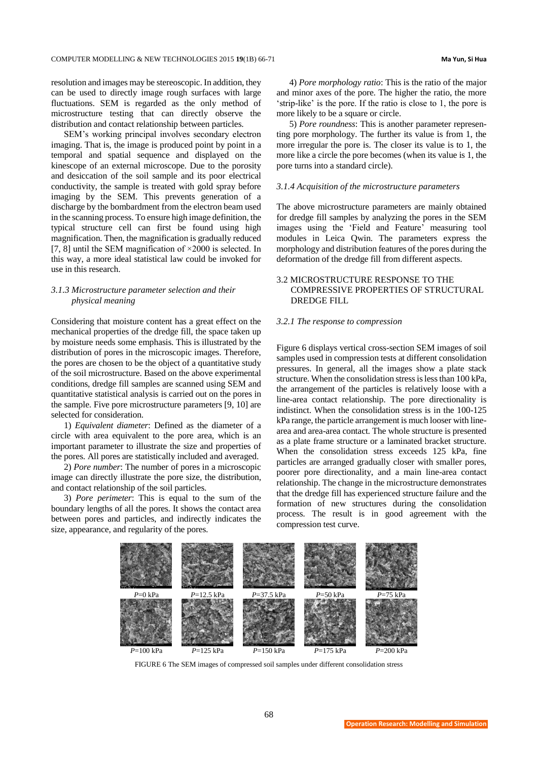resolution and images may be stereoscopic. In addition, they can be used to directly image rough surfaces with large fluctuations. SEM is regarded as the only method of microstructure testing that can directly observe the distribution and contact relationship between particles.

SEM's working principal involves secondary electron imaging. That is, the image is produced point by point in a temporal and spatial sequence and displayed on the kinescope of an external microscope. Due to the porosity and desiccation of the soil sample and its poor electrical conductivity, the sample is treated with gold spray before imaging by the SEM. This prevents generation of a discharge by the bombardment from the electron beam used in the scanning process. To ensure high image definition, the typical structure cell can first be found using high magnification. Then, the magnification is gradually reduced [7, 8] until the SEM magnification of ×2000 is selected. In this way, a more ideal statistical law could be invoked for use in this research.

### 3.1.3 Microstructure parameter selection and their physical meaning

Considering that moisture content has a great effect on the mechanical properties of the dredge fill, the space taken up by moisture needs some emphasis. This is illustrated by the distribution of pores in the microscopic images. Therefore, the pores are chosen to be the object of a quantitative study of the soil microstructure. Based on the above experimental conditions, dredge fill samples are scanned using SEM and quantitative statistical analysis is carried out on the pores in the sample. Five pore microstructure parameters [9, 10] are selected for consideration.

1) *Equivalent diameter*: Defined as the diameter of a circle with area equivalent to the pore area, which is an important parameter to illustrate the size and properties of the pores. All pores are statistically included and averaged.

2) *Pore number*: The number of pores in a microscopic image can directly illustrate the pore size, the distribution, and contact relationship of the soil particles.

3) *Pore perimeter*: This is equal to the sum of the boundary lengths of all the pores. It shows the contact area between pores and particles, and indirectly indicates the size, appearance, and regularity of the pores.

4) *Pore morphology ratio*: This is the ratio of the major and minor axes of the pore. The higher the ratio, the more 'strip-like' is the pore. If the ratio is close to 1, the pore is more likely to be a square or circle.

5) *Pore roundness*: This is another parameter representing pore morphology. The further its value is from 1, the more irregular the pore is. The closer its value is to 1, the more like a circle the pore becomes (when its value is 1, the pore turns into a standard circle).

### 3.1.4 Acquisition of the microstructure parameters

The above microstructure parameters are mainly obtained for dredge fill samples by analyzing the pores in the SEM images using the 'Field and Feature' measuring tool modules in Leica Qwin. The parameters express the morphology and distribution features of the pores during the deformation of the dredge fill from different aspects.

## 3.2 MICROSTRUCTURE RESPONSE TO THE COMPRESSIVE PROPERTIES OF STRUCTURAL DREDGE FILL

### 3.2.1 The response to compression

Figure 6 displays vertical cross-section SEM images of soil samples used in compression tests at different consolidation pressures. In general, all the images show a plate stack structure. When the consolidation stress is less than 100 kPa, the arrangement of the particles is relatively loose with a line-area contact relationship. The pore directionality is indistinct. When the consolidation stress is in the 100-125 kPa range, the particle arrangement is much looser with line-area and area-area contact. The whole structure is presented as a plate frame structure or a laminated bracket structure. When the consolidation stress exceeds 125 kPa, fine particles are arranged gradually closer with smaller pores, poorer pore directionality, and a main line-area contact relationship. The change in the microstructure demonstrates that the dredge fill has experienced structure failure and the formation of new structures during the consolidation process. The result is in good agreement with the compression test curve.

*P*=0 kPa | *P*=12.5 kPa | *P*=37.5 kPa | *P*=50 kPa | *P*=75 kPa

*P*=100 kPa | *P*=125 kPa | *P*=150 kPa | *P*=175 kPa | *P*=200 kPa

FIGURE 6 The SEM images of compressed soil samples under different consolidation stress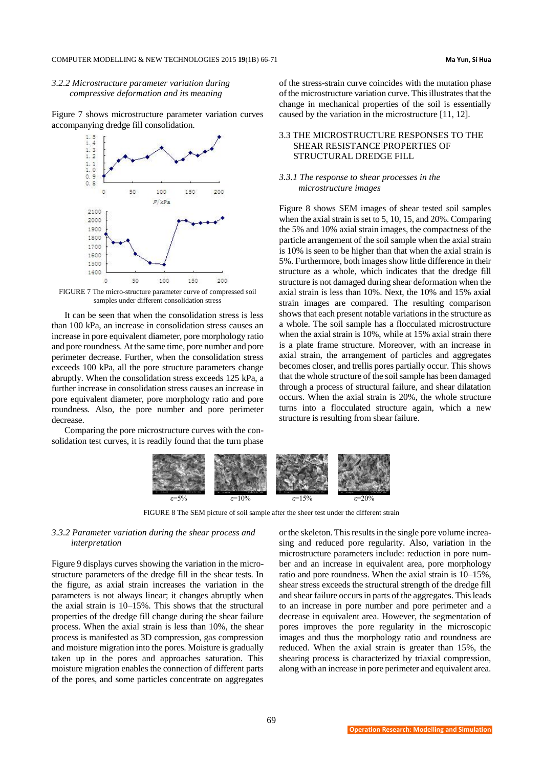*3.2.2 Microstructure parameter variation during compressive deformation and its meaning*

Figure 7 shows microstructure parameter variation curves accompanying dredge fill consolidation.

FIGURE 7 The micro-structure parameter curve of compressed soil samples under different consolidation stress

It can be seen that when the consolidation stress is less than 100 kPa, an increase in consolidation stress causes an increase in pore equivalent diameter, pore morphology ratio and pore roundness. At the same time, pore number and pore perimeter decrease. Further, when the consolidation stress exceeds 100 kPa, all the pore structure parameters change abruptly. When the consolidation stress exceeds 125 kPa, a further increase in consolidation stress causes an increase in pore equivalent diameter, pore morphology ratio and pore roundness. Also, the pore number and pore perimeter decrease.

Comparing the pore microstructure curves with the consolidation test curves, it is readily found that the turn phase of the stress-strain curve coincides with the mutation phase of the microstructure variation curve. This illustrates that the change in mechanical properties of the soil is essentially caused by the variation in the microstructure [11, 12].

## 3.3 THE MICROSTRUCTURE RESPONSES TO THE SHEAR RESISTANCE PROPERTIES OF STRUCTURAL DREDGE FILL

*3.3.1 The response to shear processes in the microstructure images*

Figure 8 shows SEM images of shear tested soil samples when the axial strain is set to 5, 10, 15, and 20%. Comparing the 5% and 10% axial strain images, the compactness of the particle arrangement of the soil sample when the axial strain is 10% is seen to be higher than that when the axial strain is 5%. Furthermore, both images show little difference in their structure as a whole, which indicates that the dredge fill structure is not damaged during shear deformation when the axial strain is less than 10%. Next, the 10% and 15% axial strain images are compared. The resulting comparison shows that each present notable variations in the structure as a whole. The soil sample has a flocculated microstructure when the axial strain is 10%, while at 15% axial strain there is a plate frame structure. Moreover, with an increase in axial strain, the arrangement of particles and aggregates becomes closer, and trellis pores partially occur. This shows that the whole structure of the soil sample has been damaged through a process of structural failure, and shear dilatation occurs. When the axial strain is 20%, the whole structure turns into a flocculated structure again, which a new structure is resulting from shear failure.

ε=5% ε=10% ε=15% ε=20%

FIGURE 8 The SEM picture of soil sample after the sheer test under the different strain

*3.3.2 Parameter variation during the shear process and interpretation*

Figure 9 displays curves showing the variation in the microstructure parameters of the dredge fill in the shear tests. In the figure, as axial strain increases the variation in the parameters is not always linear; it changes abruptly when the axial strain is 10–15%. This shows that the structural properties of the dredge fill change during the shear failure process. When the axial strain is less than 10%, the shear process is manifested as 3D compression, gas compression and moisture migration into the pores. Moisture is gradually taken up in the pores and approaches saturation. This moisture migration enables the connection of different parts of the pores, and some particles concentrate on aggregates or the skeleton. This results in the single pore volume increasing and reduced pore regularity. Also, variation in the microstructure parameters include: reduction in pore number and an increase in equivalent area, pore morphology ratio and pore roundness. When the axial strain is 10–15%, shear stress exceeds the structural strength of the dredge fill and shear failure occurs in parts of the aggregates. This leads to an increase in pore number and pore perimeter and a decrease in equivalent area. However, the segmentation of pores improves the pore regularity in the microscopic images and thus the morphology ratio and roundness are reduced. When the axial strain is greater than 15%, the shearing process is characterized by triaxial compression, along with an increase in pore perimeter and equivalent area.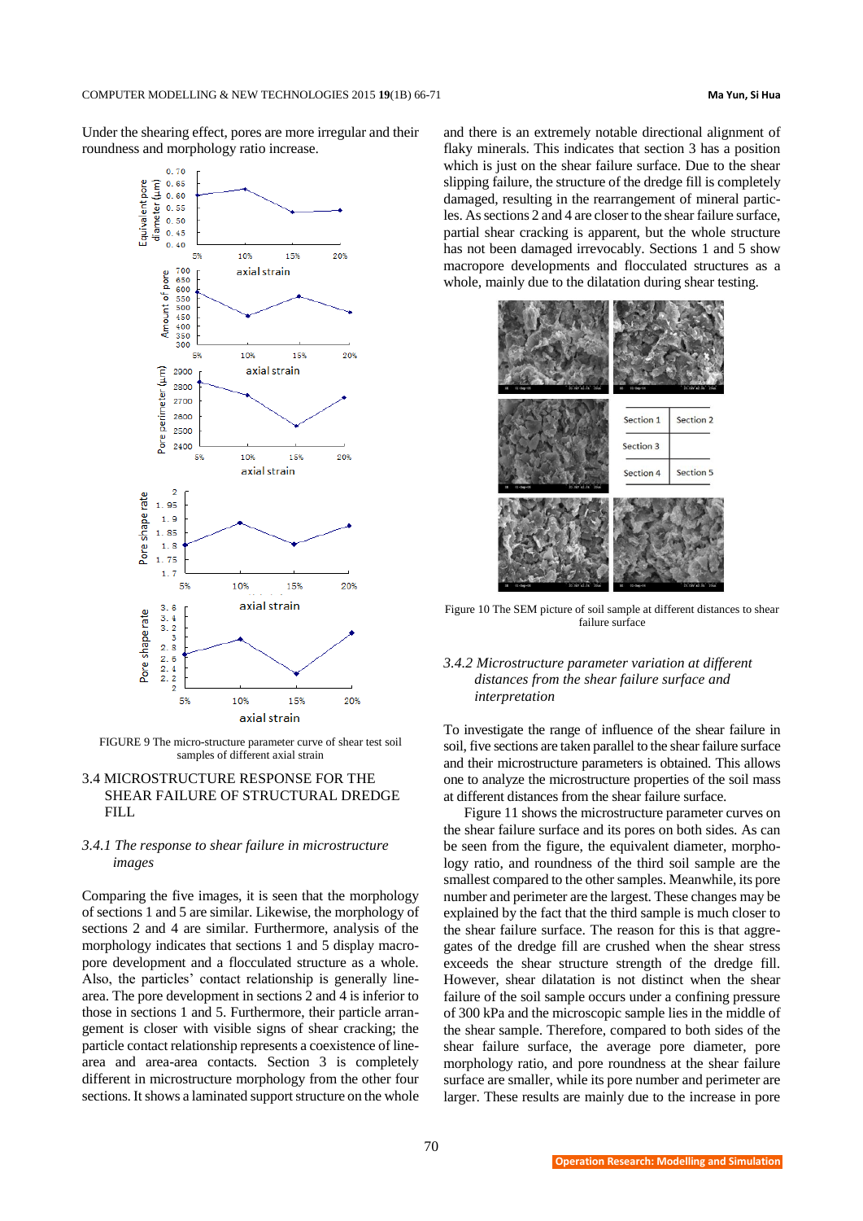Under the shearing effect, pores are more irregular and their roundness and morphology ratio increase.

FIGURE 9 The micro-structure parameter curve of shear test soil samples of different axial strain

## 3.4 MICROSTRUCTURE RESPONSE FOR THE SHEAR FAILURE OF STRUCTURAL DREDGE FILL

### *3.4.1 The response to shear failure in microstructure images*

Comparing the five images, it is seen that the morphology of sections 1 and 5 are similar. Likewise, the morphology of sections 2 and 4 are similar. Furthermore, analysis of the morphology indicates that sections 1 and 5 display macropore development and a flocculated structure as a whole. Also, the particles' contact relationship is generally line-area. The pore development in sections 2 and 4 is inferior to those in sections 1 and 5. Furthermore, their particle arrangement is closer with visible signs of shear cracking; the particle contact relationship represents a coexistence of line-area and area-area contacts. Section 3 is completely different in microstructure morphology from the other four sections. It shows a laminated support structure on the whole and there is an extremely notable directional alignment of flaky minerals. This indicates that section 3 has a position which is just on the shear failure surface. Due to the shear slipping failure, the structure of the dredge fill is completely damaged, resulting in the rearrangement of mineral particles. As sections 2 and 4 are closer to the shear failure surface, partial shear cracking is apparent, but the whole structure has not been damaged irrevocably. Sections 1 and 5 show macropore developments and flocculated structures as a whole, mainly due to the dilatation during shear testing.

Figure 10 The SEM picture of soil sample at different distances to shear failure surface

### *3.4.2 Microstructure parameter variation at different distances from the shear failure surface and interpretation*

To investigate the range of influence of the shear failure in soil, five sections are taken parallel to the shear failure surface and their microstructure parameters is obtained. This allows one to analyze the microstructure properties of the soil mass at different distances from the shear failure surface.

Figure 11 shows the microstructure parameter curves on the shear failure surface and its pores on both sides. As can be seen from the figure, the equivalent diameter, morphology ratio, and roundness of the third soil sample are the smallest compared to the other samples. Meanwhile, its pore number and perimeter are the largest. These changes may be explained by the fact that the third sample is much closer to the shear failure surface. The reason for this is that aggregates of the dredge fill are crushed when the shear stress exceeds the shear structure strength of the dredge fill. However, shear dilatation is not distinct when the shear failure of the soil sample occurs under a confining pressure of 300 kPa and the microscopic sample lies in the middle of the shear failure surface. Therefore, compared to both sides of the shear sample, the average pore diameter, pore morphology ratio, and pore roundness at the shear failure surface are smaller, while its pore number and perimeter are larger. These results are mainly due to the increase in pore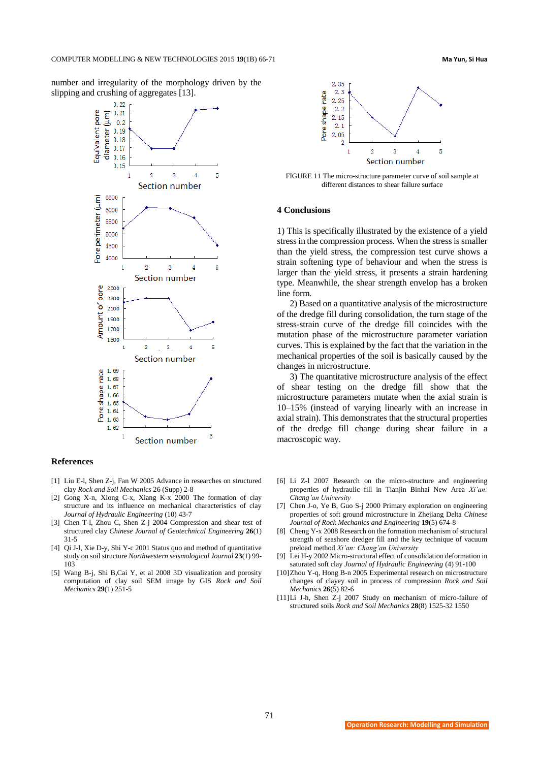number and irregularity of the morphology driven by the slipping and crushing of aggregates [13].

Equivalent pore diameter (μm)
0.22
0.21
0.2
0.19
0.18
0.17
0.16
0.15
1 2 3 4 5
Section number

Pore perimeter (μm)
6500
6000
5500
5000
4500
4000
1 2 3 4 5
Section number

Amount of pore
2500
2300
2100
1900
1700
1500
1 2 3 4 5
Section number

Pore shape rate
1.69
1.68
1.67
1.66
1.65
1.64
1.63
1.62
1 5
Section number

Pore shape rate
2.35
2.3
2.25
2.2
2.15
2.1
2.05
2
1 2 3 4 5
Section number

FIGURE 11 The micro-structure parameter curve of soil sample at different distances to shear failure surface

## 4 Conclusions

1) This is specifically illustrated by the existence of a yield stress in the compression process. When the stress is smaller than the yield stress, the compression test curve shows a strain softening type of behaviour and when the stress is larger than the yield stress, it presents a strain hardening type. Meanwhile, the shear strength envelop has a broken line form.

2) Based on a quantitative analysis of the microstructure of the dredge fill during consolidation, the turn stage of the stress-strain curve of the dredge fill coincides with the mutation phase of the microstructure parameter variation curves. This is explained by the fact that the variation in the mechanical properties of the soil is basically caused by the changes in microstructure.

3) The quantitative microstructure analysis of the effect of shear testing on the dredge fill show that the microstructure parameters mutate when the axial strain is 10–15% (instead of varying linearly with an increase in axial strain). This demonstrates that the structural properties of the dredge fill change during shear failure in a macroscopic way.

## References

[1] Liu E-l, Shen Z-j, Fan W 2005 Advance in researches on structured clay *Rock and Soil Mechanics* 26 (Supp) 2-8

[2] Gong X-n, Xiong C-x, Xiang K-x 2000 The formation of clay structure and its influence on mechanical characteristics of clay *Journal of Hydraulic Engineering* (10) 43-7

[3] Chen T-l, Zhou C, Shen Z-j 2004 Compression and shear test of structured clay *Chinese Journal of Geotechnical Engineering* **26**(1) 31-5

[4] Qi J-l, Xie D-y, Shi Y-c 2001 Status quo and method of quantitative study on soil structure *Northwestern seismological Journal* **23**(1) 99-103

[5] Wang B-j, Shi B,Cai Y, et al 2008 3D visualization and porosity computation of clay soil SEM image by GIS *Rock and Soil Mechanics* **29**(1) 251-5

[6] Li Z-l 2007 Research on the micro-structure and engineering properties of hydraulic fill in Tianjin Binhai New Area *Xi'an: Chang'an University*

[7] Chen J-o, Ye B, Guo S-j 2000 Primary exploration on engineering properties of soft ground microstructure in Zhejiang Delta *Chinese Journal of Rock Mechanics and Engineering* **19**(5) 674-8

[8] Cheng Y-x 2008 Research on the formation mechanism of microstructure strength of seashore dredger fill and the key technique of vacuum preload method *Xi'an: Chang'an University*

[9] Lei H-y 2002 Micro-structural effect of consolidation deformation in saturated soft clay *Journal of Hydraulic Engineering* (4) 91-100

[10] Zhou Y-q, Hong B-n 2005 Experimental research on microstructure changes of clayey soil in process of compression *Rock and Soil Mechanics* **26**(5) 82-6

[11] Li J-h, Shen Z-j 2007 Study on mechanism of micro-failure of structured soils *Rock and Soil Mechanics* **28**(8) 1525-32 1550